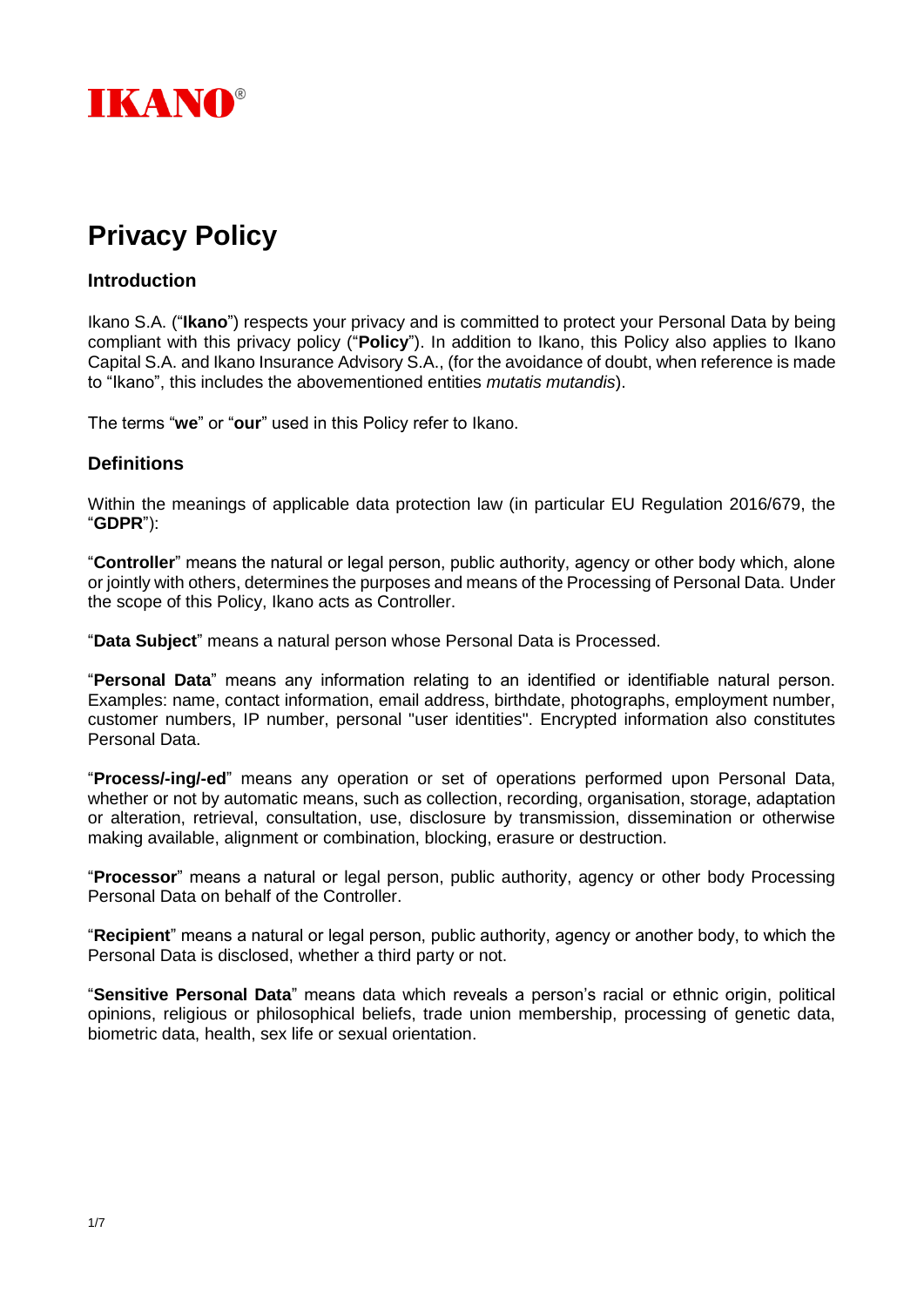IKANO®

# Privacy Policy

## Introduction

Ikano S.A. ("**Ikano**") respects your privacy and is committed to protect your Personal Data by being compliant with this privacy policy ("**Policy**"). In addition to Ikano, this Policy also applies to Ikano Capital S.A. and Ikano Insurance Advisory S.A., (for the avoidance of doubt, when reference is made to "Ikano", this includes the abovementioned entities *mutatis mutandis*).

The terms "**we**" or "**our**" used in this Policy refer to Ikano.

## Definitions

Within the meanings of applicable data protection law (in particular EU Regulation 2016/679, the "**GDPR**"):

"**Controller**" means the natural or legal person, public authority, agency or other body which, alone or jointly with others, determines the purposes and means of the Processing of Personal Data. Under the scope of this Policy, Ikano acts as Controller.

"**Data Subject**" means a natural person whose Personal Data is Processed.

"**Personal Data**" means any information relating to an identified or identifiable natural person. Examples: name, contact information, email address, birthdate, photographs, employment number, customer numbers, IP number, personal "user identities". Encrypted information also constitutes Personal Data.

"**Process/-ing/-ed**" means any operation or set of operations performed upon Personal Data, whether or not by automatic means, such as collection, recording, organisation, storage, adaptation or alteration, retrieval, consultation, use, disclosure by transmission, dissemination or otherwise making available, alignment or combination, blocking, erasure or destruction.

"**Processor**" means a natural or legal person, public authority, agency or other body Processing Personal Data on behalf of the Controller.

"**Recipient**" means a natural or legal person, public authority, agency or another body, to which the Personal Data is disclosed, whether a third party or not.

"**Sensitive Personal Data**" means data which reveals a person's racial or ethnic origin, political opinions, religious or philosophical beliefs, trade union membership, processing of genetic data, biometric data, health, sex life or sexual orientation.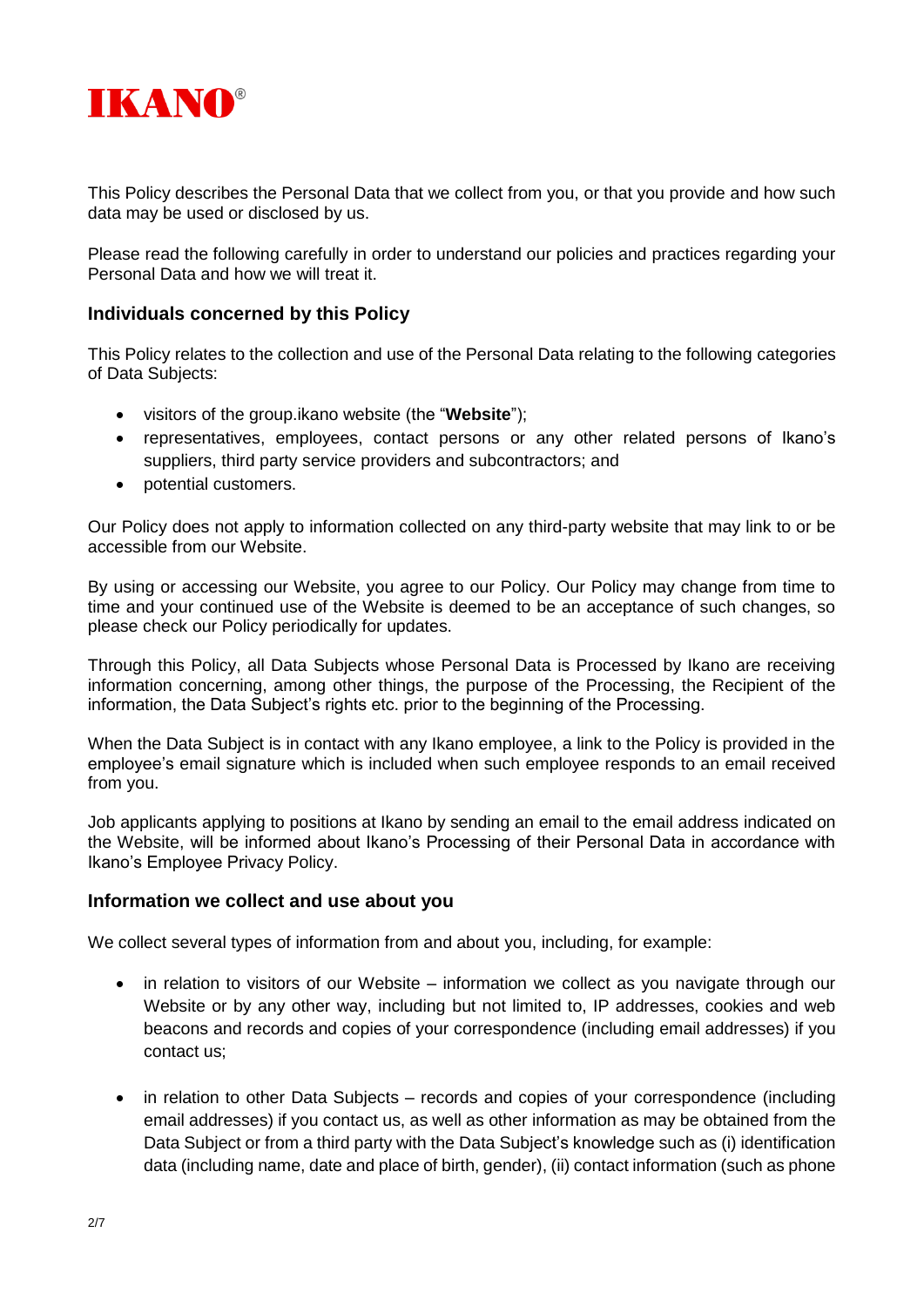**IKANO**®

This Policy describes the Personal Data that we collect from you, or that you provide and how such data may be used or disclosed by us.

Please read the following carefully in order to understand our policies and practices regarding your Personal Data and how we will treat it.

## Individuals concerned by this Policy

This Policy relates to the collection and use of the Personal Data relating to the following categories of Data Subjects:

- visitors of the group.ikano website (the "**Website**");
- representatives, employees, contact persons or any other related persons of Ikano's suppliers, third party service providers and subcontractors; and
- potential customers.

Our Policy does not apply to information collected on any third-party website that may link to or be accessible from our Website.

By using or accessing our Website, you agree to our Policy. Our Policy may change from time to time and your continued use of the Website is deemed to be an acceptance of such changes, so please check our Policy periodically for updates.

Through this Policy, all Data Subjects whose Personal Data is Processed by Ikano are receiving information concerning, among other things, the purpose of the Processing, the Recipient of the information, the Data Subject's rights etc. prior to the beginning of the Processing.

When the Data Subject is in contact with any Ikano employee, a link to the Policy is provided in the employee's email signature which is included when such employee responds to an email received from you.

Job applicants applying to positions at Ikano by sending an email to the email address indicated on the Website, will be informed about Ikano's Processing of their Personal Data in accordance with Ikano's Employee Privacy Policy.

## Information we collect and use about you

We collect several types of information from and about you, including, for example:

- in relation to visitors of our Website – information we collect as you navigate through our Website or by any other way, including but not limited to, IP addresses, cookies and web beacons and records and copies of your correspondence (including email addresses) if you contact us;

- in relation to other Data Subjects – records and copies of your correspondence (including email addresses) if you contact us, as well as other information as may be obtained from the Data Subject or from a third party with the Data Subject's knowledge such as (i) identification data (including name, date and place of birth, gender), (ii) contact information (such as phone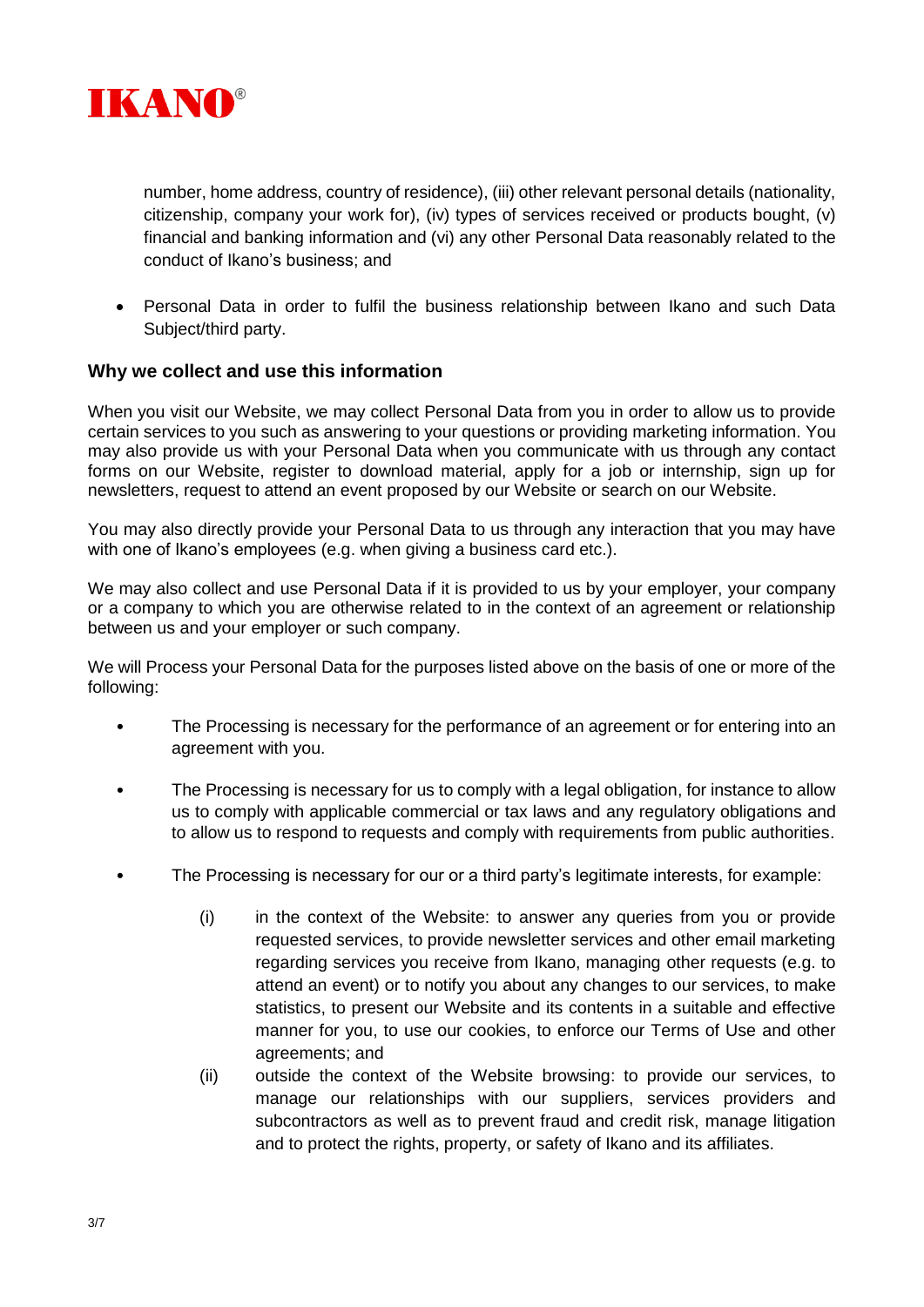number, home address, country of residence), (iii) other relevant personal details (nationality, citizenship, company your work for), (iv) types of services received or products bought, (v) financial and banking information and (vi) any other Personal Data reasonably related to the conduct of Ikano's business; and

- Personal Data in order to fulfil the business relationship between Ikano and such Data Subject/third party.

### Why we collect and use this information

When you visit our Website, we may collect Personal Data from you in order to allow us to provide certain services to you such as answering to your questions or providing marketing information. You may also provide us with your Personal Data when you communicate with us through any contact forms on our Website, register to download material, apply for a job or internship, sign up for newsletters, request to attend an event proposed by our Website or search on our Website.

You may also directly provide your Personal Data to us through any interaction that you may have with one of Ikano's employees (e.g. when giving a business card etc.).

We may also collect and use Personal Data if it is provided to us by your employer, your company or a company to which you are otherwise related to in the context of an agreement or relationship between us and your employer or such company.

We will Process your Personal Data for the purposes listed above on the basis of one or more of the following:

- The Processing is necessary for the performance of an agreement or for entering into an agreement with you.
- The Processing is necessary for us to comply with a legal obligation, for instance to allow us to comply with applicable commercial or tax laws and any regulatory obligations and to allow us to respond to requests and comply with requirements from public authorities.
- The Processing is necessary for our or a third party's legitimate interests, for example:
  - (i) in the context of the Website: to answer any queries from you or provide requested services, to provide newsletter services and other email marketing regarding services you receive from Ikano, managing other requests (e.g. to attend an event) or to notify you about any changes to our services, to make statistics, to present our Website and its contents in a suitable and effective manner for you, to use our cookies, to enforce our Terms of Use and other agreements; and
  - (ii) outside the context of the Website browsing: to provide our services, to manage our relationships with our suppliers, services providers and subcontractors as well as to prevent fraud and credit risk, manage litigation and to protect the rights, property, or safety of Ikano and its affiliates.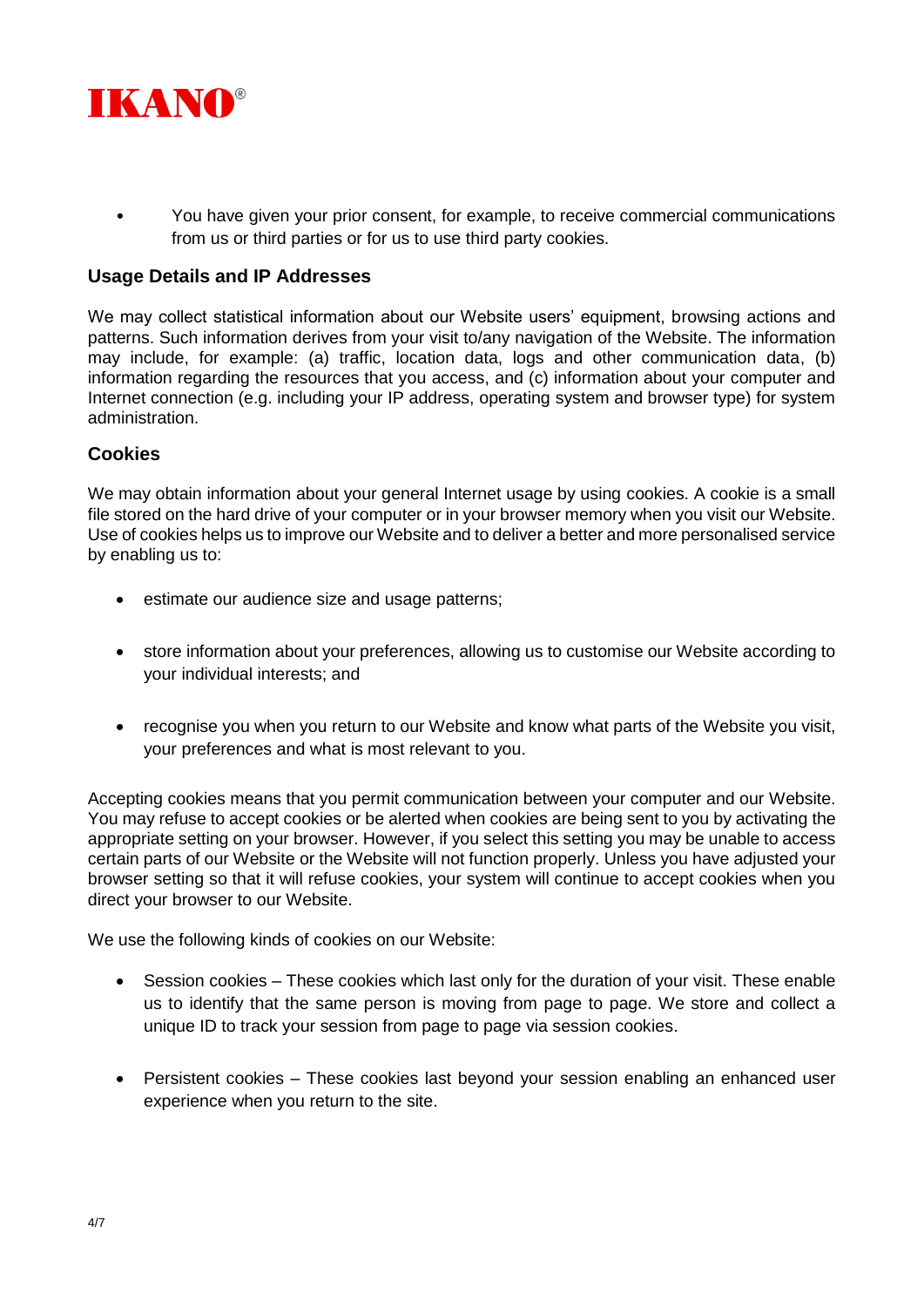- You have given your prior consent, for example, to receive commercial communications from us or third parties or for us to use third party cookies.

### Usage Details and IP Addresses

We may collect statistical information about our Website users' equipment, browsing actions and patterns. Such information derives from your visit to/any navigation of the Website. The information may include, for example: (a) traffic, location data, logs and other communication data, (b) information regarding the resources that you access, and (c) information about your computer and Internet connection (e.g. including your IP address, operating system and browser type) for system administration.

### Cookies

We may obtain information about your general Internet usage by using cookies. A cookie is a small file stored on the hard drive of your computer or in your browser memory when you visit our Website. Use of cookies helps us to improve our Website and to deliver a better and more personalised service by enabling us to:

- estimate our audience size and usage patterns;
- store information about your preferences, allowing us to customise our Website according to your individual interests; and
- recognise you when you return to our Website and know what parts of the Website you visit, your preferences and what is most relevant to you.

Accepting cookies means that you permit communication between your computer and our Website. You may refuse to accept cookies or be alerted when cookies are being sent to you by activating the appropriate setting on your browser. However, if you select this setting you may be unable to access certain parts of our Website or the Website will not function properly. Unless you have adjusted your browser setting so that it will refuse cookies, your system will continue to accept cookies when you direct your browser to our Website.

We use the following kinds of cookies on our Website:

- Session cookies – These cookies which last only for the duration of your visit. These enable us to identify that the same person is moving from page to page. We store and collect a unique ID to track your session from page to page via session cookies.
- Persistent cookies – These cookies last beyond your session enabling an enhanced user experience when you return to the site.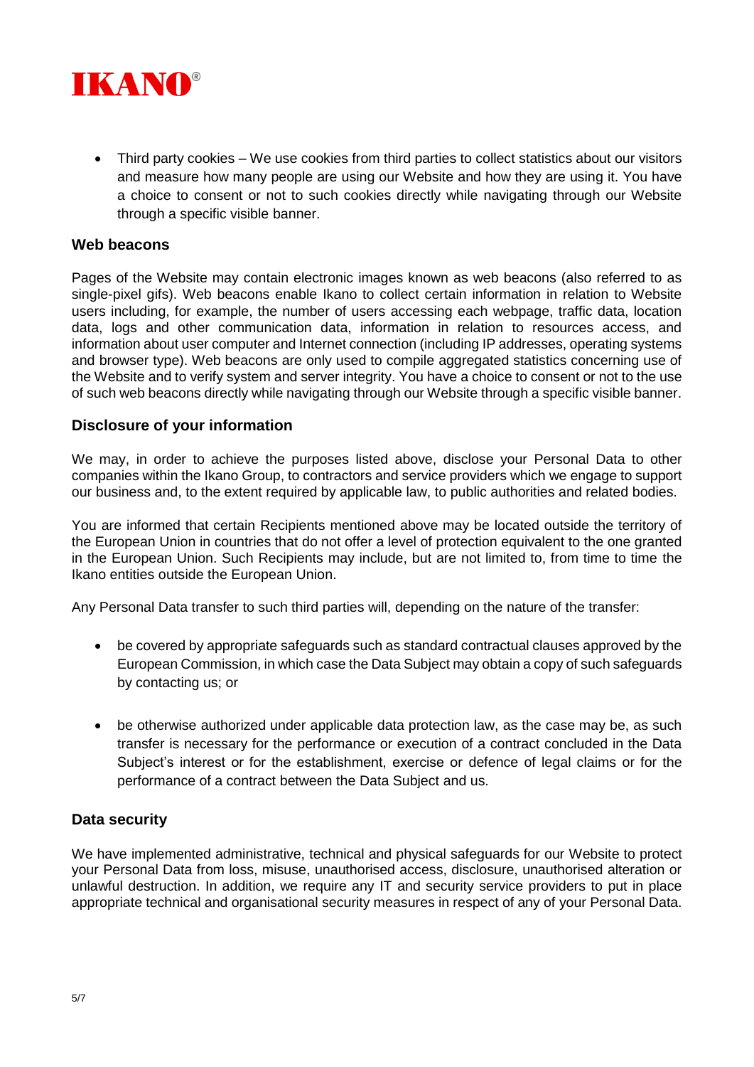- Third party cookies – We use cookies from third parties to collect statistics about our visitors and measure how many people are using our Website and how they are using it. You have a choice to consent or not to such cookies directly while navigating through our Website through a specific visible banner.

### Web beacons

Pages of the Website may contain electronic images known as web beacons (also referred to as single-pixel gifs). Web beacons enable Ikano to collect certain information in relation to Website users including, for example, the number of users accessing each webpage, traffic data, location data, logs and other communication data, information in relation to resources access, and information about user computer and Internet connection (including IP addresses, operating systems and browser type). Web beacons are only used to compile aggregated statistics concerning use of the Website and to verify system and server integrity. You have a choice to consent or not to the use of such web beacons directly while navigating through our Website through a specific visible banner.

### Disclosure of your information

We may, in order to achieve the purposes listed above, disclose your Personal Data to other companies within the Ikano Group, to contractors and service providers which we engage to support our business and, to the extent required by applicable law, to public authorities and related bodies.

You are informed that certain Recipients mentioned above may be located outside the territory of the European Union in countries that do not offer a level of protection equivalent to the one granted in the European Union. Such Recipients may include, but are not limited to, from time to time the Ikano entities outside the European Union.

Any Personal Data transfer to such third parties will, depending on the nature of the transfer:

- be covered by appropriate safeguards such as standard contractual clauses approved by the European Commission, in which case the Data Subject may obtain a copy of such safeguards by contacting us; or

- be otherwise authorized under applicable data protection law, as the case may be, as such transfer is necessary for the performance or execution of a contract concluded in the Data Subject's interest or for the establishment, exercise or defence of legal claims or for the performance of a contract between the Data Subject and us.

### Data security

We have implemented administrative, technical and physical safeguards for our Website to protect your Personal Data from loss, misuse, unauthorised access, disclosure, unauthorised alteration or unlawful destruction. In addition, we require any IT and security service providers to put in place appropriate technical and organisational security measures in respect of any of your Personal Data.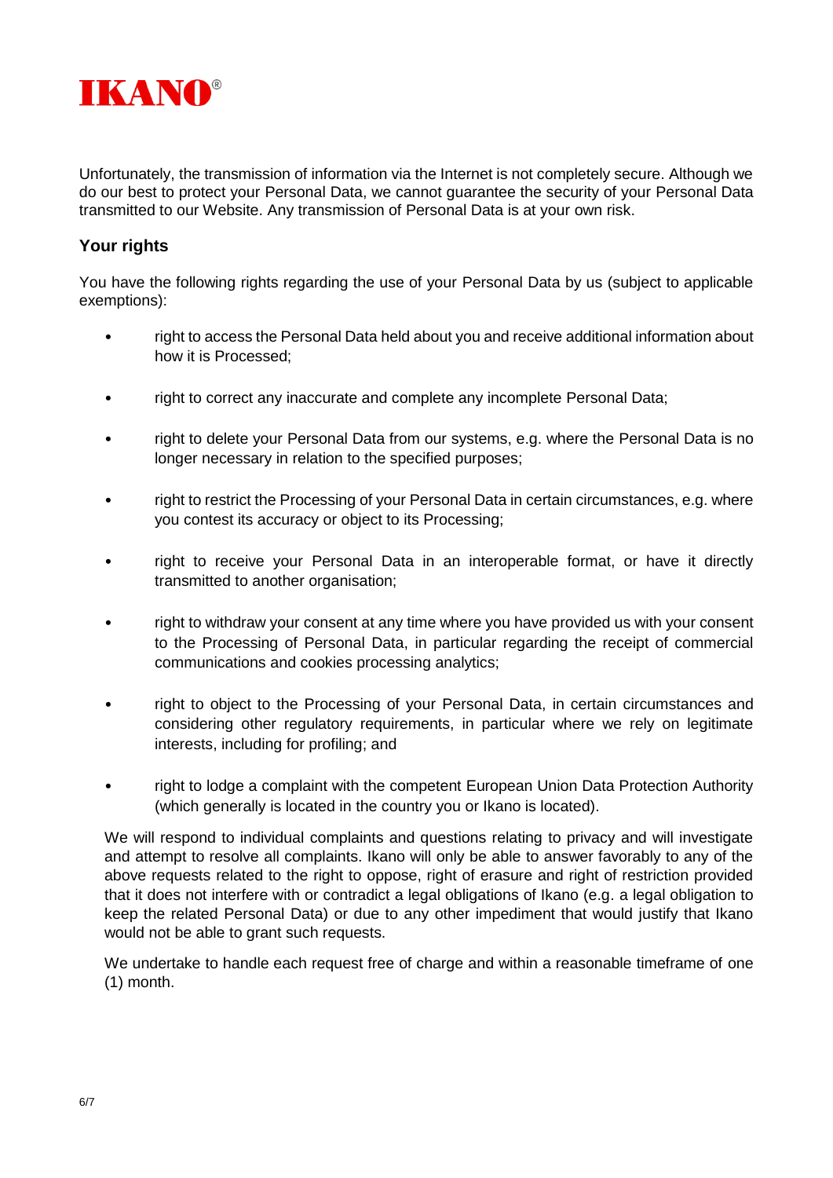Unfortunately, the transmission of information via the Internet is not completely secure. Although we do our best to protect your Personal Data, we cannot guarantee the security of your Personal Data transmitted to our Website. Any transmission of Personal Data is at your own risk.

### Your rights

You have the following rights regarding the use of your Personal Data by us (subject to applicable exemptions):

- right to access the Personal Data held about you and receive additional information about how it is Processed;
- right to correct any inaccurate and complete any incomplete Personal Data;
- right to delete your Personal Data from our systems, e.g. where the Personal Data is no longer necessary in relation to the specified purposes;
- right to restrict the Processing of your Personal Data in certain circumstances, e.g. where you contest its accuracy or object to its Processing;
- right to receive your Personal Data in an interoperable format, or have it directly transmitted to another organisation;
- right to withdraw your consent at any time where you have provided us with your consent to the Processing of Personal Data, in particular regarding the receipt of commercial communications and cookies processing analytics;
- right to object to the Processing of your Personal Data, in certain circumstances and considering other regulatory requirements, in particular where we rely on legitimate interests, including for profiling; and
- right to lodge a complaint with the competent European Union Data Protection Authority (which generally is located in the country you or Ikano is located).

We will respond to individual complaints and questions relating to privacy and will investigate and attempt to resolve all complaints. Ikano will only be able to answer favorably to any of the above requests related to the right to oppose, right of erasure and right of restriction provided that it does not interfere with or contradict a legal obligations of Ikano (e.g. a legal obligation to keep the related Personal Data) or due to any other impediment that would justify that Ikano would not be able to grant such requests.

We undertake to handle each request free of charge and within a reasonable timeframe of one (1) month.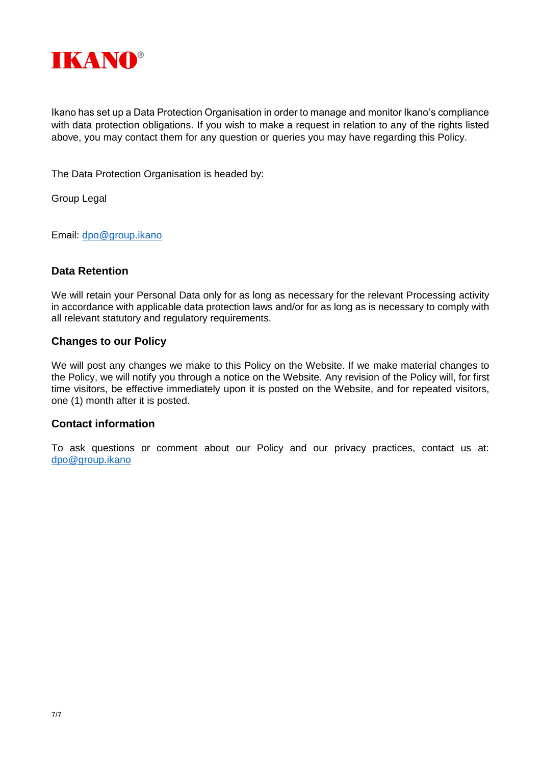Ikano has set up a Data Protection Organisation in order to manage and monitor Ikano's compliance with data protection obligations. If you wish to make a request in relation to any of the rights listed above, you may contact them for any question or queries you may have regarding this Policy.

The Data Protection Organisation is headed by:

Group Legal

Email: dpo@group.ikano

### Data Retention

We will retain your Personal Data only for as long as necessary for the relevant Processing activity in accordance with applicable data protection laws and/or for as long as is necessary to comply with all relevant statutory and regulatory requirements.

### Changes to our Policy

We will post any changes we make to this Policy on the Website. If we make material changes to the Policy, we will notify you through a notice on the Website. Any revision of the Policy will, for first time visitors, be effective immediately upon it is posted on the Website, and for repeated visitors, one (1) month after it is posted.

### Contact information

To ask questions or comment about our Policy and our privacy practices, contact us at: dpo@group.ikano